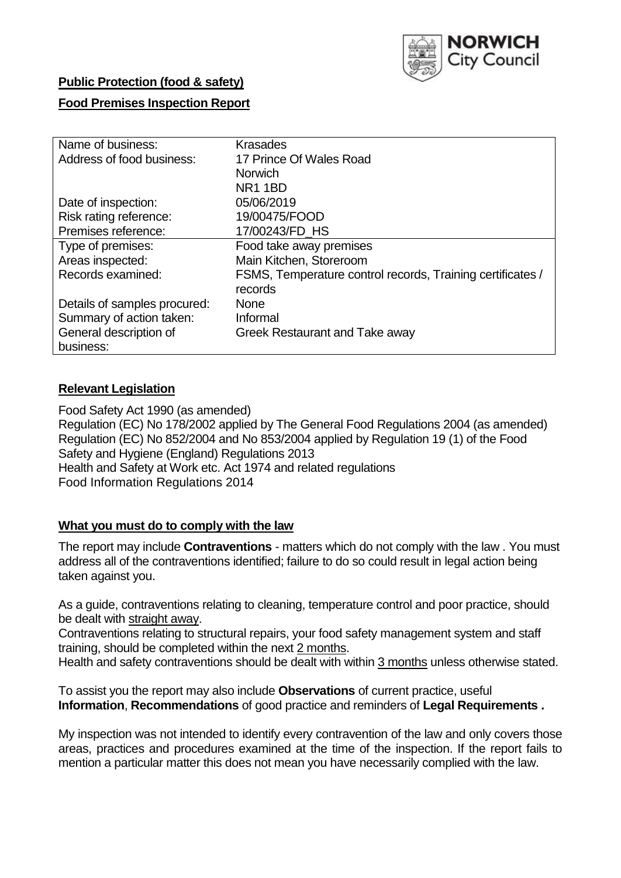NORWICH City Council

**Public Protection (food & safety)**

**Food Premises Inspection Report**

| | |
|---|---|
| Name of business: | Krasades |
| Address of food business: | 17 Prince Of Wales Road<br>Norwich<br>NR1 1BD |
| Date of inspection: | 05/06/2019 |
| Risk rating reference: | 19/00475/FOOD |
| Premises reference: | 17/00243/FD_HS |
| Type of premises: | Food take away premises |
| Areas inspected: | Main Kitchen, Storeroom |
| Records examined: | FSMS, Temperature control records, Training certificates / records |
| Details of samples procured: | None |
| Summary of action taken: | Informal |
| General description of business: | Greek Restaurant and Take away |

## Relevant Legislation

Food Safety Act 1990 (as amended)
Regulation (EC) No 178/2002 applied by The General Food Regulations 2004 (as amended)
Regulation (EC) No 852/2004 and No 853/2004 applied by Regulation 19 (1) of the Food Safety and Hygiene (England) Regulations 2013
Health and Safety at Work etc. Act 1974 and related regulations
Food Information Regulations 2014

## What you must do to comply with the law

The report may include **Contraventions** - matters which do not comply with the law . You must address all of the contraventions identified; failure to do so could result in legal action being taken against you.

As a guide, contraventions relating to cleaning, temperature control and poor practice, should be dealt with straight away.
Contraventions relating to structural repairs, your food safety management system and staff training, should be completed within the next 2 months.
Health and safety contraventions should be dealt with within 3 months unless otherwise stated.

To assist you the report may also include **Observations** of current practice, useful **Information**, **Recommendations** of good practice and reminders of **Legal Requirements .**

My inspection was not intended to identify every contravention of the law and only covers those areas, practices and procedures examined at the time of the inspection. If the report fails to mention a particular matter this does not mean you have necessarily complied with the law.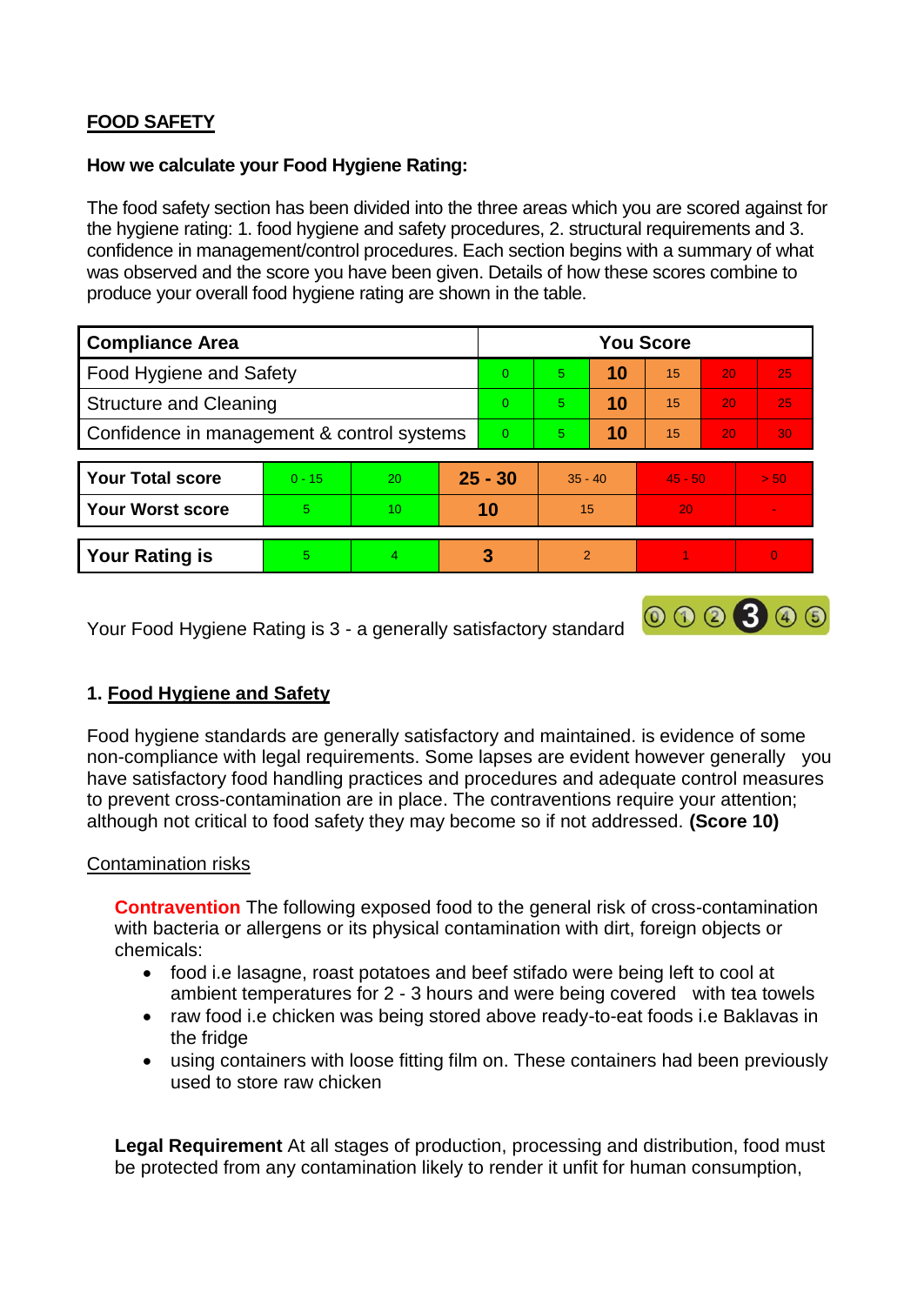## FOOD SAFETY

**How we calculate your Food Hygiene Rating:**

The food safety section has been divided into the three areas which you are scored against for the hygiene rating: 1. food hygiene and safety procedures, 2. structural requirements and 3. confidence in management/control procedures. Each section begins with a summary of what was observed and the score you have been given. Details of how these scores combine to produce your overall food hygiene rating are shown in the table.

| Compliance Area | You Score | | | | | |
|---|---|---|---|---|---|---|
| Food Hygiene and Safety | 0 | 5 | **10** | 15 | 20 | 25 |
| Structure and Cleaning | 0 | 5 | **10** | 15 | 20 | 25 |
| Confidence in management & control systems | 0 | 5 | **10** | 15 | 20 | 30 |

| | | | | | | |
|---|---|---|---|---|---|---|
| **Your Total score** | 0 - 15 | 20 | **25 - 30** | 35 - 40 | 45 - 50 | > 50 |
| **Your Worst score** | 5 | 10 | **10** | 15 | 20 | - |

| | | | | | | |
|---|---|---|---|---|---|---|
| **Your Rating is** | 5 | 4 | **3** | 2 | 1 | 0 |

Your Food Hygiene Rating is 3 - a generally satisfactory standard

### 1. Food Hygiene and Safety

Food hygiene standards are generally satisfactory and maintained. is evidence of some non-compliance with legal requirements. Some lapses are evident however generally you have satisfactory food handling practices and procedures and adequate control measures to prevent cross-contamination are in place. The contraventions require your attention; although not critical to food safety they may become so if not addressed. **(Score 10)**

Contamination risks

**Contravention** The following exposed food to the general risk of cross-contamination with bacteria or allergens or its physical contamination with dirt, foreign objects or chemicals:

- food i.e lasagne, roast potatoes and beef stifado were being left to cool at ambient temperatures for 2 - 3 hours and were being covered with tea towels
- raw food i.e chicken was being stored above ready-to-eat foods i.e Baklavas in the fridge
- using containers with loose fitting film on. These containers had been previously used to store raw chicken

**Legal Requirement** At all stages of production, processing and distribution, food must be protected from any contamination likely to render it unfit for human consumption,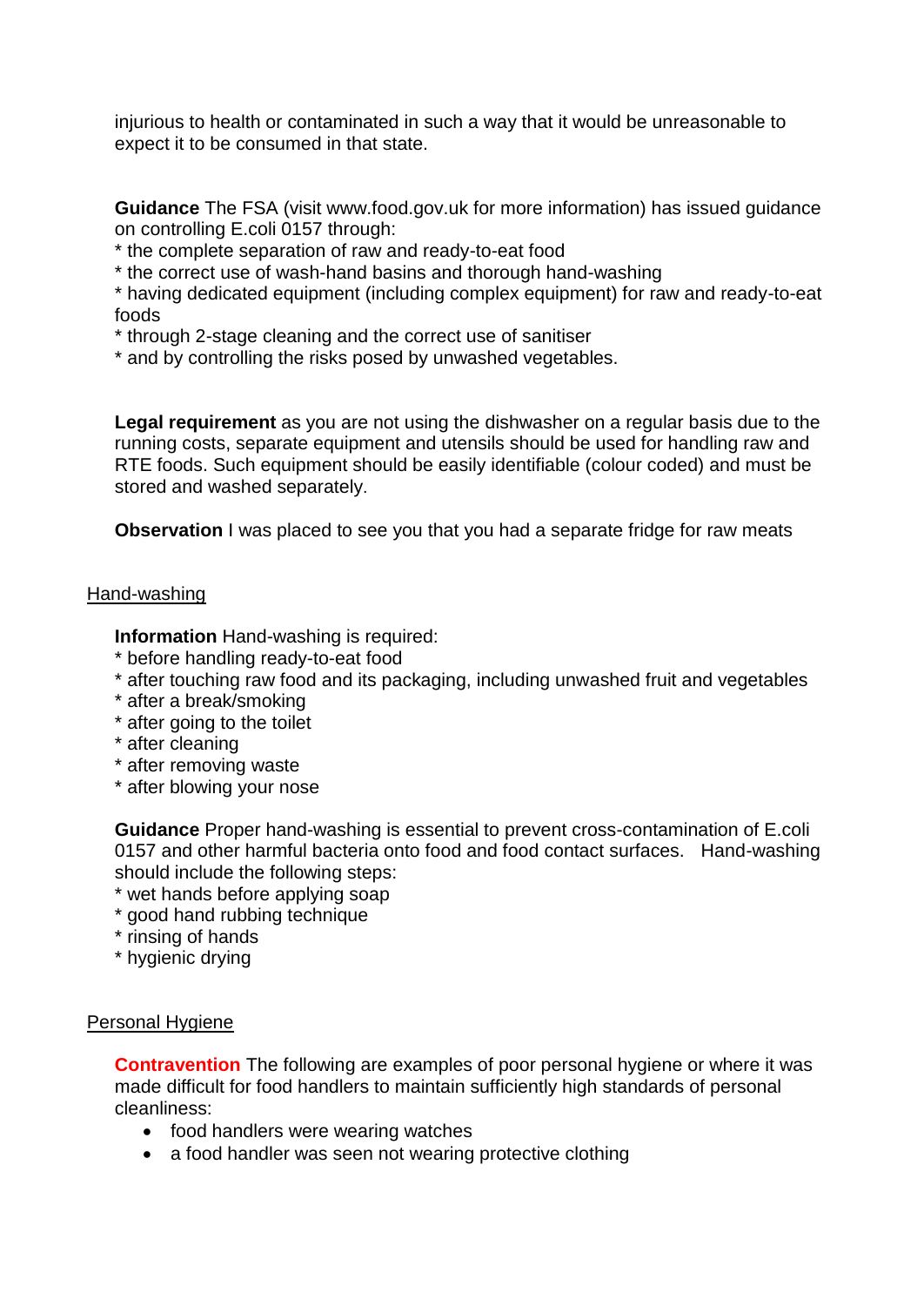injurious to health or contaminated in such a way that it would be unreasonable to expect it to be consumed in that state.

**Guidance** The FSA (visit www.food.gov.uk for more information) has issued guidance on controlling E.coli 0157 through:
* the complete separation of raw and ready-to-eat food
* the correct use of wash-hand basins and thorough hand-washing
* having dedicated equipment (including complex equipment) for raw and ready-to-eat foods
* through 2-stage cleaning and the correct use of sanitiser
* and by controlling the risks posed by unwashed vegetables.

**Legal requirement** as you are not using the dishwasher on a regular basis due to the running costs, separate equipment and utensils should be used for handling raw and RTE foods. Such equipment should be easily identifiable (colour coded) and must be stored and washed separately.

**Observation** I was placed to see you that you had a separate fridge for raw meats

## Hand-washing

**Information** Hand-washing is required:
* before handling ready-to-eat food
* after touching raw food and its packaging, including unwashed fruit and vegetables
* after a break/smoking
* after going to the toilet
* after cleaning
* after removing waste
* after blowing your nose

**Guidance** Proper hand-washing is essential to prevent cross-contamination of E.coli 0157 and other harmful bacteria onto food and food contact surfaces. Hand-washing should include the following steps:
* wet hands before applying soap
* good hand rubbing technique
* rinsing of hands
* hygienic drying

## Personal Hygiene

**Contravention** The following are examples of poor personal hygiene or where it was made difficult for food handlers to maintain sufficiently high standards of personal cleanliness:

- food handlers were wearing watches
- a food handler was seen not wearing protective clothing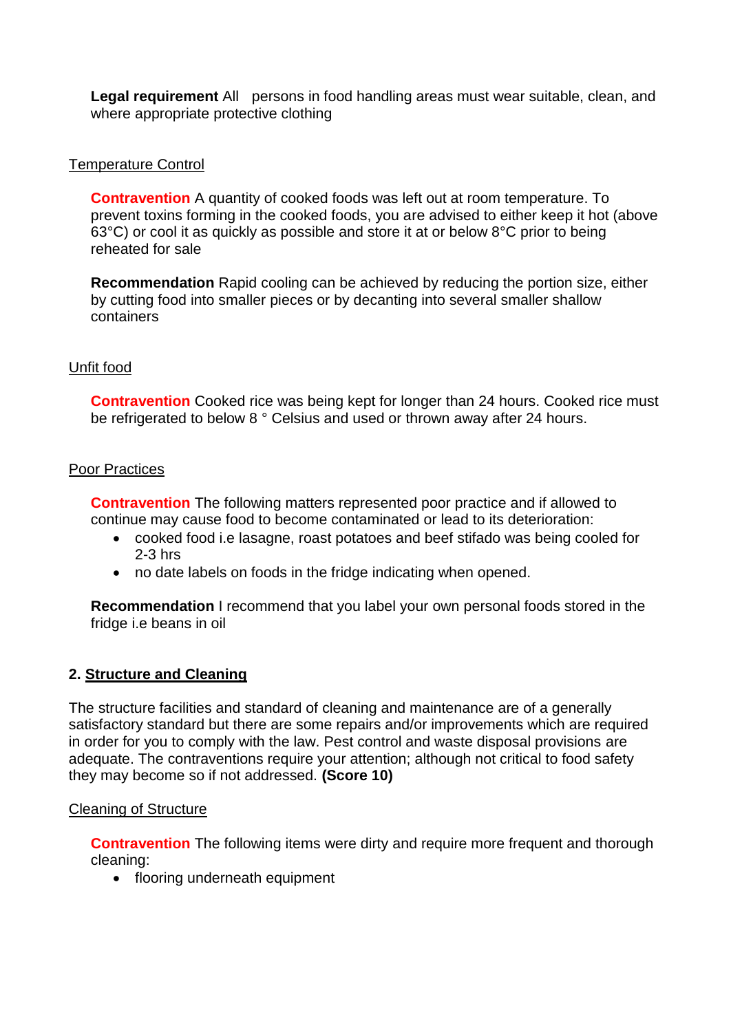**Legal requirement** All persons in food handling areas must wear suitable, clean, and where appropriate protective clothing

Temperature Control

**Contravention** A quantity of cooked foods was left out at room temperature. To prevent toxins forming in the cooked foods, you are advised to either keep it hot (above 63°C) or cool it as quickly as possible and store it at or below 8°C prior to being reheated for sale

**Recommendation** Rapid cooling can be achieved by reducing the portion size, either by cutting food into smaller pieces or by decanting into several smaller shallow containers

Unfit food

**Contravention** Cooked rice was being kept for longer than 24 hours. Cooked rice must be refrigerated to below 8 ° Celsius and used or thrown away after 24 hours.

Poor Practices

**Contravention** The following matters represented poor practice and if allowed to continue may cause food to become contaminated or lead to its deterioration:

- cooked food i.e lasagne, roast potatoes and beef stifado was being cooled for 2-3 hrs
- no date labels on foods in the fridge indicating when opened.

**Recommendation** I recommend that you label your own personal foods stored in the fridge i.e beans in oil

## 2. Structure and Cleaning

The structure facilities and standard of cleaning and maintenance are of a generally satisfactory standard but there are some repairs and/or improvements which are required in order for you to comply with the law. Pest control and waste disposal provisions are adequate. The contraventions require your attention; although not critical to food safety they may become so if not addressed. **(Score 10)**

Cleaning of Structure

**Contravention** The following items were dirty and require more frequent and thorough cleaning:

- flooring underneath equipment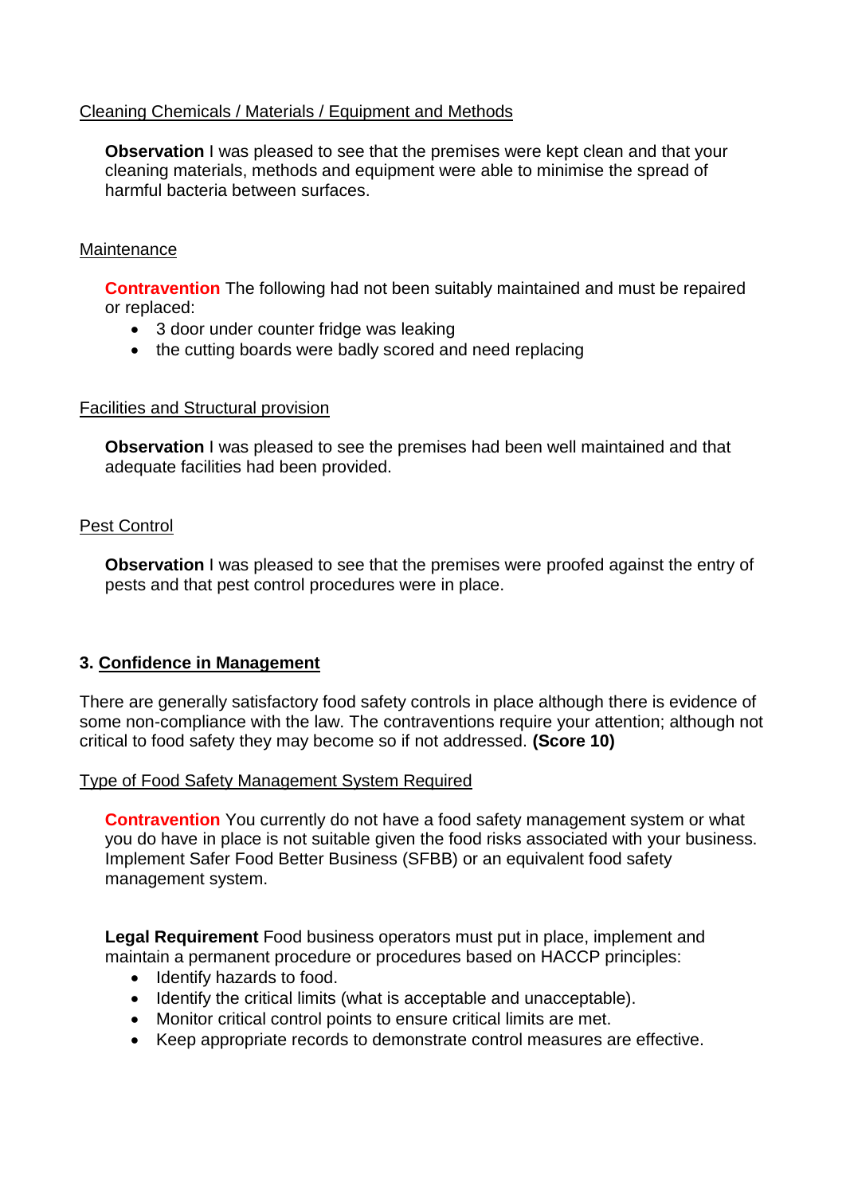Cleaning Chemicals / Materials / Equipment and Methods

**Observation** I was pleased to see that the premises were kept clean and that your cleaning materials, methods and equipment were able to minimise the spread of harmful bacteria between surfaces.

Maintenance

**Contravention** The following had not been suitably maintained and must be repaired or replaced:

- 3 door under counter fridge was leaking
- the cutting boards were badly scored and need replacing

Facilities and Structural provision

**Observation** I was pleased to see the premises had been well maintained and that adequate facilities had been provided.

Pest Control

**Observation** I was pleased to see that the premises were proofed against the entry of pests and that pest control procedures were in place.

## 3. Confidence in Management

There are generally satisfactory food safety controls in place although there is evidence of some non-compliance with the law. The contraventions require your attention; although not critical to food safety they may become so if not addressed. **(Score 10)**

Type of Food Safety Management System Required

**Contravention** You currently do not have a food safety management system or what you do have in place is not suitable given the food risks associated with your business. Implement Safer Food Better Business (SFBB) or an equivalent food safety management system.

**Legal Requirement** Food business operators must put in place, implement and maintain a permanent procedure or procedures based on HACCP principles:

- Identify hazards to food.
- Identify the critical limits (what is acceptable and unacceptable).
- Monitor critical control points to ensure critical limits are met.
- Keep appropriate records to demonstrate control measures are effective.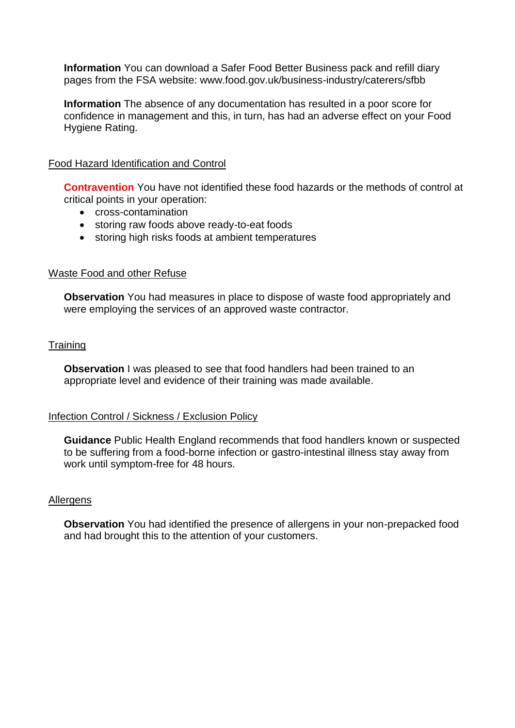**Information** You can download a Safer Food Better Business pack and refill diary pages from the FSA website: www.food.gov.uk/business-industry/caterers/sfbb

**Information** The absence of any documentation has resulted in a poor score for confidence in management and this, in turn, has had an adverse effect on your Food Hygiene Rating.

## Food Hazard Identification and Control

**Contravention** You have not identified these food hazards or the methods of control at critical points in your operation:

- cross-contamination
- storing raw foods above ready-to-eat foods
- storing high risks foods at ambient temperatures

## Waste Food and other Refuse

**Observation** You had measures in place to dispose of waste food appropriately and were employing the services of an approved waste contractor.

## Training

**Observation** I was pleased to see that food handlers had been trained to an appropriate level and evidence of their training was made available.

## Infection Control / Sickness / Exclusion Policy

**Guidance** Public Health England recommends that food handlers known or suspected to be suffering from a food-borne infection or gastro-intestinal illness stay away from work until symptom-free for 48 hours.

## Allergens

**Observation** You had identified the presence of allergens in your non-prepacked food and had brought this to the attention of your customers.